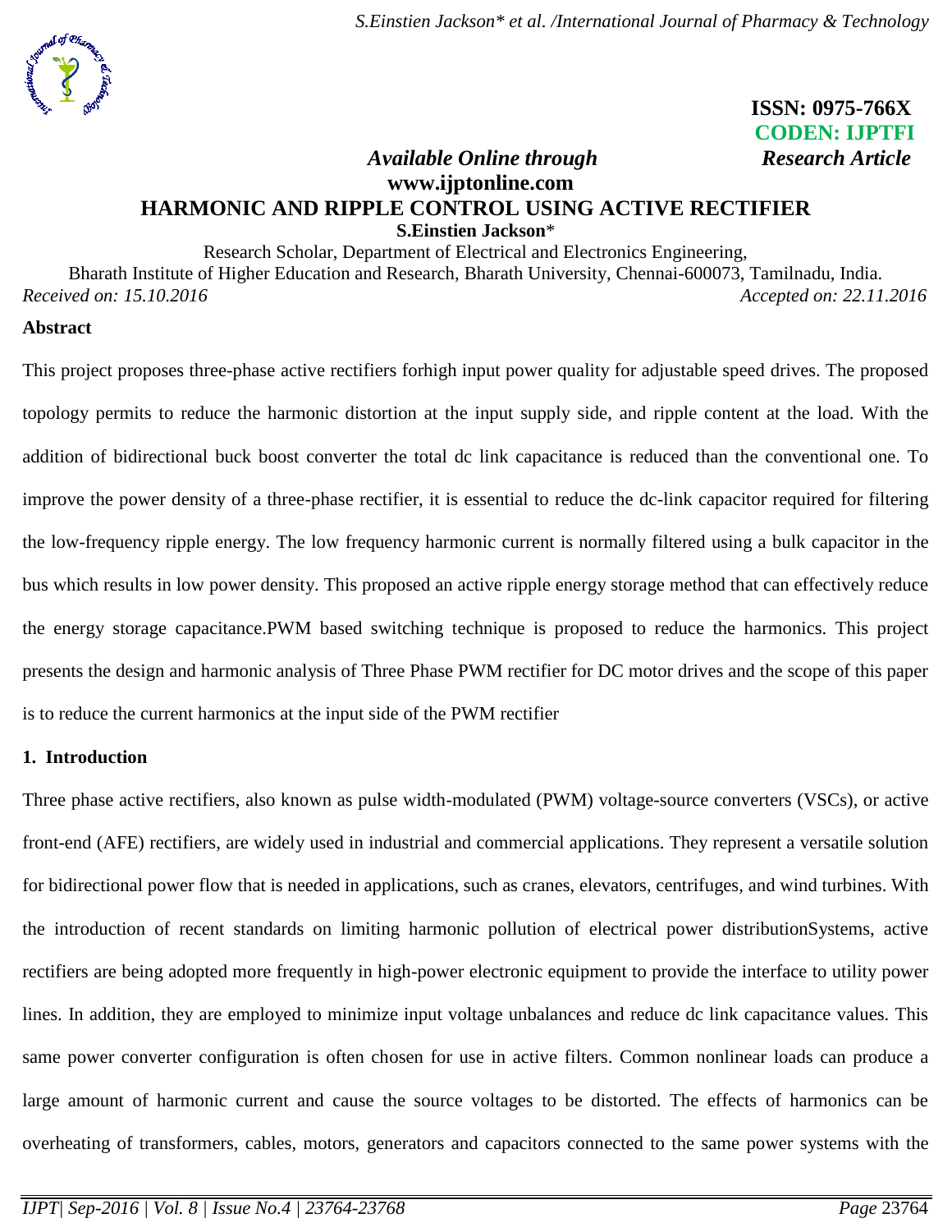**ISSN: 0975-766X**
**CODEN: IJPTFI**
*Available Online through* *Research Article*
**www.ijptonline.com**

# HARMONIC AND RIPPLE CONTROL USING ACTIVE RECTIFIER

**S.Einstien Jackson***

Research Scholar, Department of Electrical and Electronics Engineering,
Bharath Institute of Higher Education and Research, Bharath University, Chennai-600073, Tamilnadu, India.

*Received on: 15.10.2016* *Accepted on: 22.11.2016*

## Abstract

This project proposes three-phase active rectifiers forhigh input power quality for adjustable speed drives. The proposed topology permits to reduce the harmonic distortion at the input supply side, and ripple content at the load. With the addition of bidirectional buck boost converter the total dc link capacitance is reduced than the conventional one. To improve the power density of a three-phase rectifier, it is essential to reduce the dc-link capacitor required for filtering the low-frequency ripple energy. The low frequency harmonic current is normally filtered using a bulk capacitor in the bus which results in low power density. This proposed an active ripple energy storage method that can effectively reduce the energy storage capacitance.PWM based switching technique is proposed to reduce the harmonics. This project presents the design and harmonic analysis of Three Phase PWM rectifier for DC motor drives and the scope of this paper is to reduce the current harmonics at the input side of the PWM rectifier

## 1. Introduction

Three phase active rectifiers, also known as pulse width-modulated (PWM) voltage-source converters (VSCs), or active front-end (AFE) rectifiers, are widely used in industrial and commercial applications. They represent a versatile solution for bidirectional power flow that is needed in applications, such as cranes, elevators, centrifuges, and wind turbines. With the introduction of recent standards on limiting harmonic pollution of electrical power distributionSystems, active rectifiers are being adopted more frequently in high-power electronic equipment to provide the interface to utility power lines. In addition, they are employed to minimize input voltage unbalances and reduce dc link capacitance values. This same power converter configuration is often chosen for use in active filters. Common nonlinear loads can produce a large amount of harmonic current and cause the source voltages to be distorted. The effects of harmonics can be overheating of transformers, cables, motors, generators and capacitors connected to the same power systems with the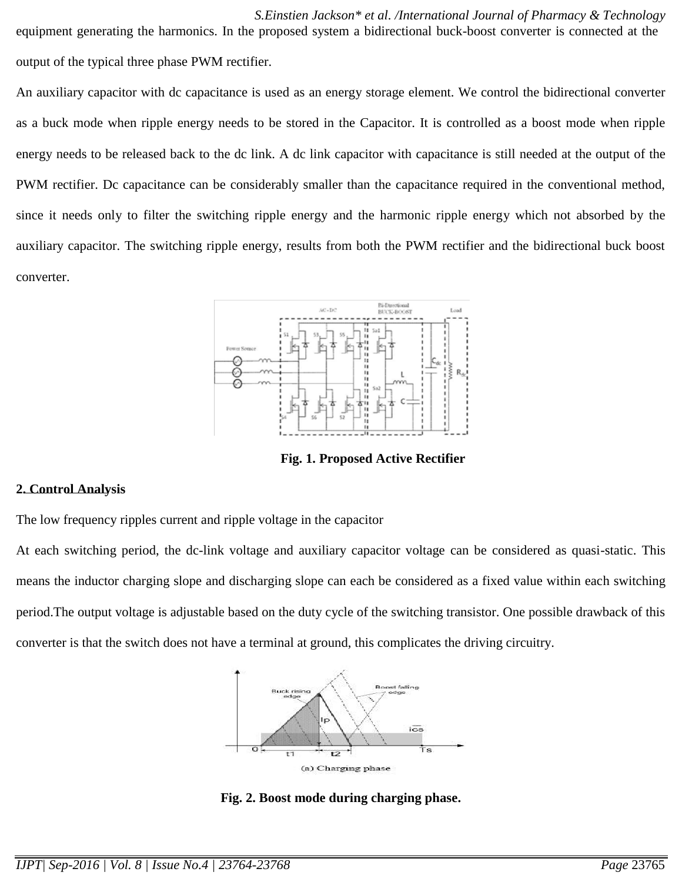equipment generating the harmonics. In the proposed system a bidirectional buck-boost converter is connected at the output of the typical three phase PWM rectifier.

An auxiliary capacitor with dc capacitance is used as an energy storage element. We control the bidirectional converter as a buck mode when ripple energy needs to be stored in the Capacitor. It is controlled as a boost mode when ripple energy needs to be released back to the dc link. A dc link capacitor with capacitance is still needed at the output of the PWM rectifier. Dc capacitance can be considerably smaller than the capacitance required in the conventional method, since it needs only to filter the switching ripple energy and the harmonic ripple energy which not absorbed by the auxiliary capacitor. The switching ripple energy, results from both the PWM rectifier and the bidirectional buck boost converter.

**Fig. 1. Proposed Active Rectifier**

## 2. Control Analysis

The low frequency ripples current and ripple voltage in the capacitor

At each switching period, the dc-link voltage and auxiliary capacitor voltage can be considered as quasi-static. This means the inductor charging slope and discharging slope can each be considered as a fixed value within each switching period.The output voltage is adjustable based on the duty cycle of the switching transistor. One possible drawback of this converter is that the switch does not have a terminal at ground, this complicates the driving circuitry.

**Fig. 2. Boost mode during charging phase.**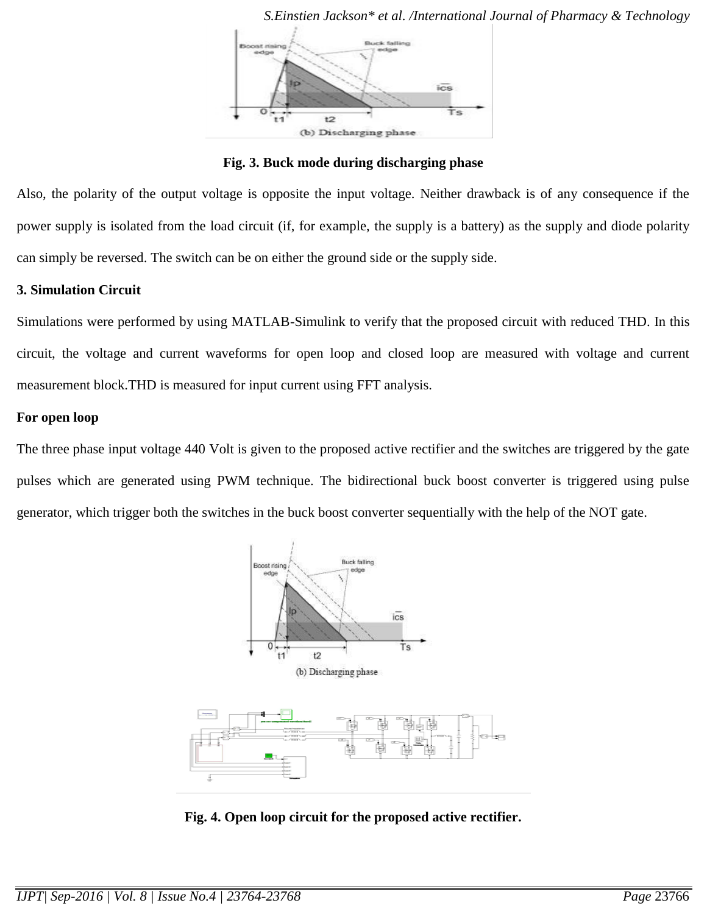Fig. 3. Buck mode during discharging phase

Also, the polarity of the output voltage is opposite the input voltage. Neither drawback is of any consequence if the power supply is isolated from the load circuit (if, for example, the supply is a battery) as the supply and diode polarity can simply be reversed. The switch can be on either the ground side or the supply side.

## 3. Simulation Circuit

Simulations were performed by using MATLAB-Simulink to verify that the proposed circuit with reduced THD. In this circuit, the voltage and current waveforms for open loop and closed loop are measured with voltage and current measurement block.THD is measured for input current using FFT analysis.

**For open loop**

The three phase input voltage 440 Volt is given to the proposed active rectifier and the switches are triggered by the gate pulses which are generated using PWM technique. The bidirectional buck boost converter is triggered using pulse generator, which trigger both the switches in the buck boost converter sequentially with the help of the NOT gate.

Fig. 4. Open loop circuit for the proposed active rectifier.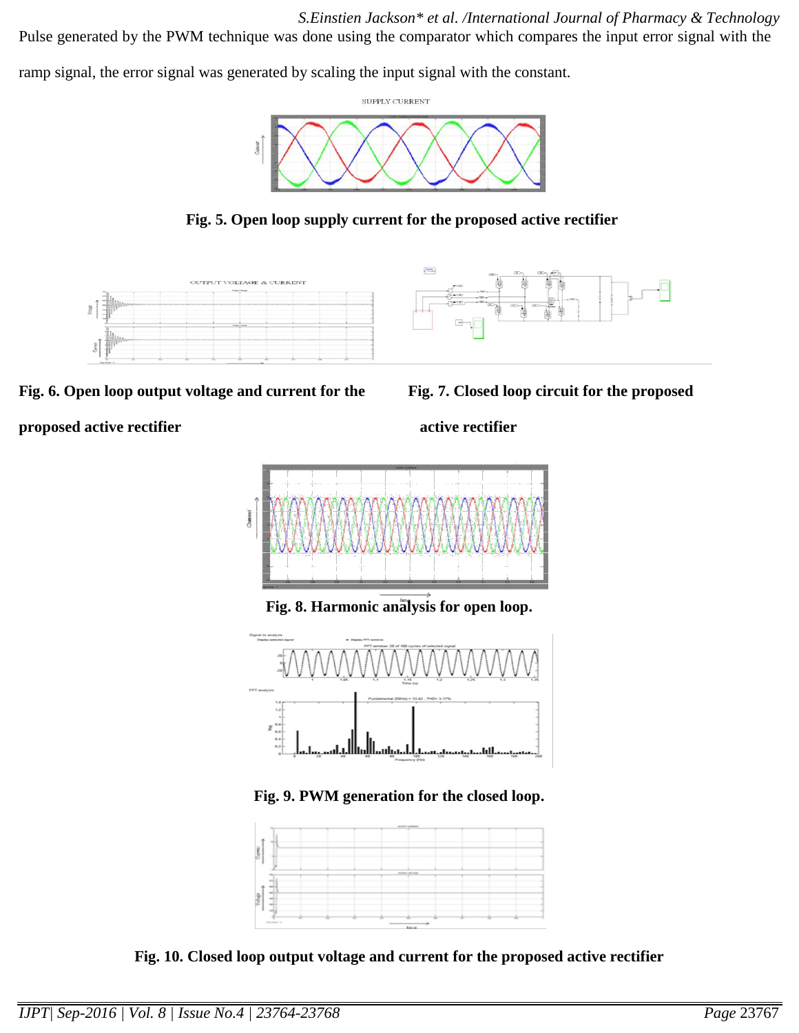Pulse generated by the PWM technique was done using the comparator which compares the input error signal with the ramp signal, the error signal was generated by scaling the input signal with the constant.

**Fig. 5. Open loop supply current for the proposed active rectifier**

**Fig. 6. Open loop output voltage and current for the proposed active rectifier**

**Fig. 7. Closed loop circuit for the proposed active rectifier**

**Fig. 8. Harmonic analysis for open loop.**

**Fig. 9. PWM generation for the closed loop.**

**Fig. 10. Closed loop output voltage and current for the proposed active rectifier**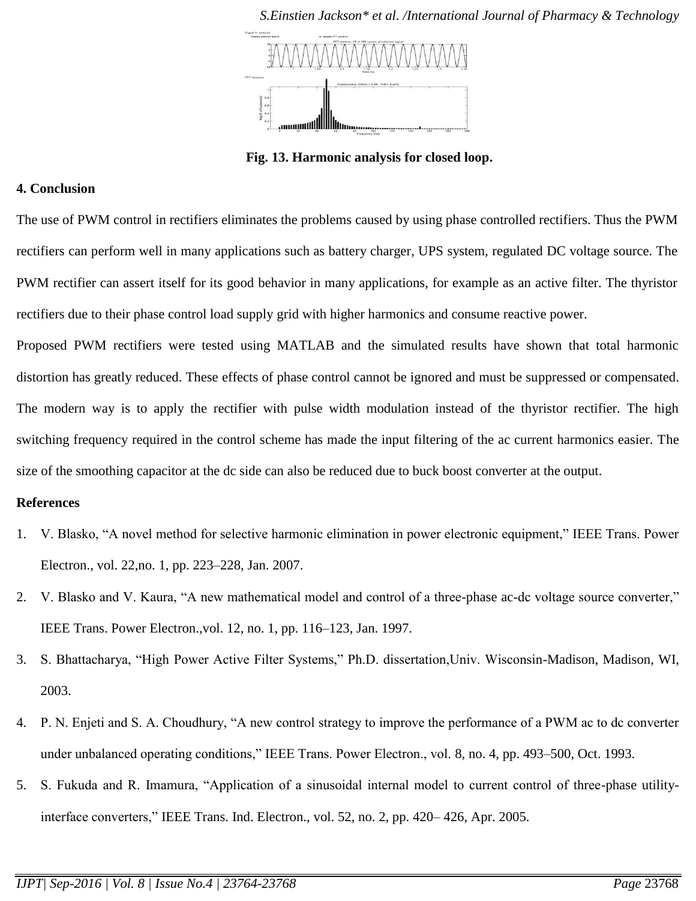Signal to analyze

FFT analysis

Fundamental (50Hz) = 9.89 , THD= 5.44%

**Fig. 13. Harmonic analysis for closed loop.**

## 4. Conclusion

The use of PWM control in rectifiers eliminates the problems caused by using phase controlled rectifiers. Thus the PWM rectifiers can perform well in many applications such as battery charger, UPS system, regulated DC voltage source. The PWM rectifier can assert itself for its good behavior in many applications, for example as an active filter. The thyristor rectifiers due to their phase control load supply grid with higher harmonics and consume reactive power.

Proposed PWM rectifiers were tested using MATLAB and the simulated results have shown that total harmonic distortion has greatly reduced. These effects of phase control cannot be ignored and must be suppressed or compensated. The modern way is to apply the rectifier with pulse width modulation instead of the thyristor rectifier. The high switching frequency required in the control scheme has made the input filtering of the ac current harmonics easier. The size of the smoothing capacitor at the dc side can also be reduced due to buck boost converter at the output.

## References

1. V. Blasko, "A novel method for selective harmonic elimination in power electronic equipment," IEEE Trans. Power Electron., vol. 22,no. 1, pp. 223–228, Jan. 2007.
2. V. Blasko and V. Kaura, "A new mathematical model and control of a three-phase ac-dc voltage source converter," IEEE Trans. Power Electron.,vol. 12, no. 1, pp. 116–123, Jan. 1997.
3. S. Bhattacharya, "High Power Active Filter Systems," Ph.D. dissertation,Univ. Wisconsin-Madison, Madison, WI, 2003.
4. P. N. Enjeti and S. A. Choudhury, "A new control strategy to improve the performance of a PWM ac to dc converter under unbalanced operating conditions," IEEE Trans. Power Electron., vol. 8, no. 4, pp. 493–500, Oct. 1993.
5. S. Fukuda and R. Imamura, "Application of a sinusoidal internal model to current control of three-phase utility-interface converters," IEEE Trans. Ind. Electron., vol. 52, no. 2, pp. 420– 426, Apr. 2005.